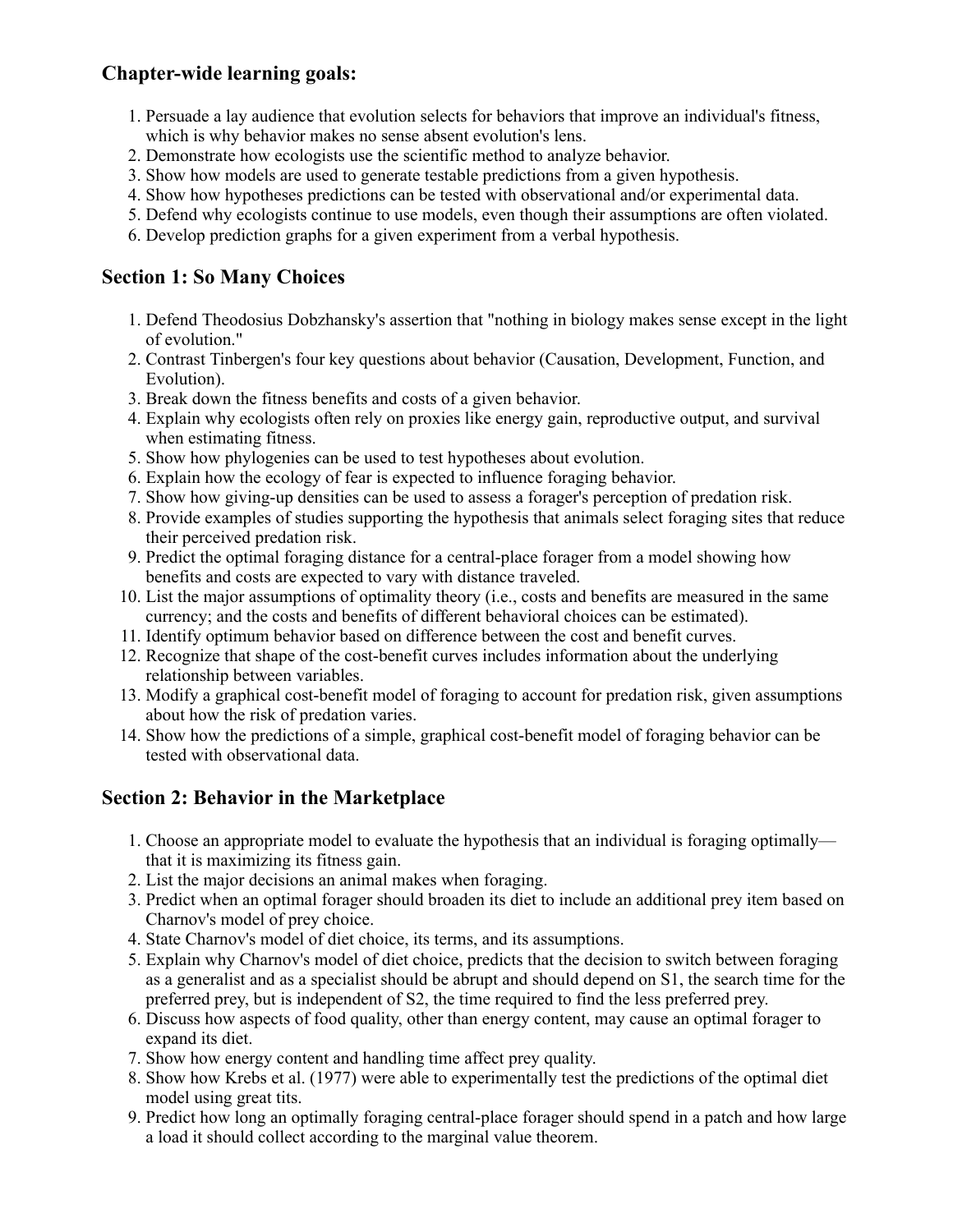### Chapter-wide learning goals:

1. Persuade a lay audience that evolution selects for behaviors that improve an individual's fitness, which is why behavior makes no sense absent evolution's lens.
2. Demonstrate how ecologists use the scientific method to analyze behavior.
3. Show how models are used to generate testable predictions from a given hypothesis.
4. Show how hypotheses predictions can be tested with observational and/or experimental data.
5. Defend why ecologists continue to use models, even though their assumptions are often violated.
6. Develop prediction graphs for a given experiment from a verbal hypothesis.

### Section 1: So Many Choices

1. Defend Theodosius Dobzhansky's assertion that "nothing in biology makes sense except in the light of evolution."
2. Contrast Tinbergen's four key questions about behavior (Causation, Development, Function, and Evolution).
3. Break down the fitness benefits and costs of a given behavior.
4. Explain why ecologists often rely on proxies like energy gain, reproductive output, and survival when estimating fitness.
5. Show how phylogenies can be used to test hypotheses about evolution.
6. Explain how the ecology of fear is expected to influence foraging behavior.
7. Show how giving-up densities can be used to assess a forager's perception of predation risk.
8. Provide examples of studies supporting the hypothesis that animals select foraging sites that reduce their perceived predation risk.
9. Predict the optimal foraging distance for a central-place forager from a model showing how benefits and costs are expected to vary with distance traveled.
10. List the major assumptions of optimality theory (i.e., costs and benefits are measured in the same currency; and the costs and benefits of different behavioral choices can be estimated).
11. Identify optimum behavior based on difference between the cost and benefit curves.
12. Recognize that shape of the cost-benefit curves includes information about the underlying relationship between variables.
13. Modify a graphical cost-benefit model of foraging to account for predation risk, given assumptions about how the risk of predation varies.
14. Show how the predictions of a simple, graphical cost-benefit model of foraging behavior can be tested with observational data.

### Section 2: Behavior in the Marketplace

1. Choose an appropriate model to evaluate the hypothesis that an individual is foraging optimally—that it is maximizing its fitness gain.
2. List the major decisions an animal makes when foraging.
3. Predict when an optimal forager should broaden its diet to include an additional prey item based on Charnov's model of prey choice.
4. State Charnov's model of diet choice, its terms, and its assumptions.
5. Explain why Charnov's model of diet choice, predicts that the decision to switch between foraging as a generalist and as a specialist should be abrupt and should depend on S1, the search time for the preferred prey, but is independent of S2, the time required to find the less preferred prey.
6. Discuss how aspects of food quality, other than energy content, may cause an optimal forager to expand its diet.
7. Show how energy content and handling time affect prey quality.
8. Show how Krebs et al. (1977) were able to experimentally test the predictions of the optimal diet model using great tits.
9. Predict how long an optimally foraging central-place forager should spend in a patch and how large a load it should collect according to the marginal value theorem.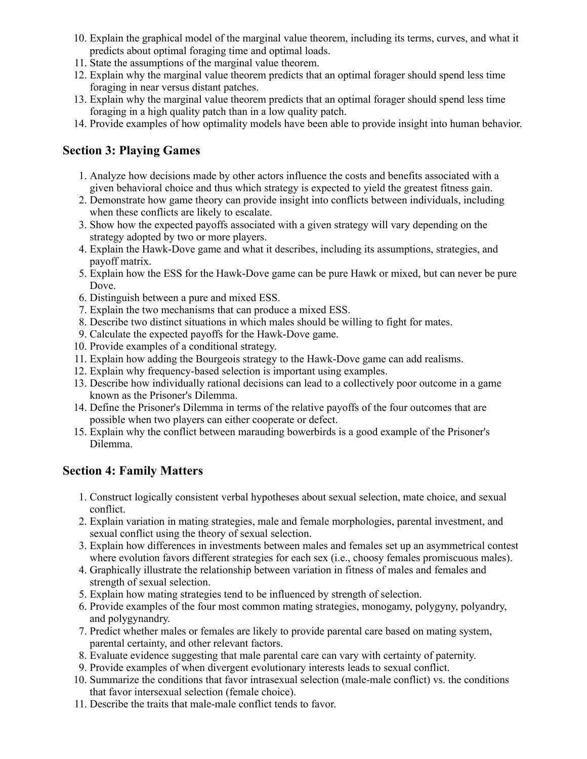10. Explain the graphical model of the marginal value theorem, including its terms, curves, and what it predicts about optimal foraging time and optimal loads.
11. State the assumptions of the marginal value theorem.
12. Explain why the marginal value theorem predicts that an optimal forager should spend less time foraging in near versus distant patches.
13. Explain why the marginal value theorem predicts that an optimal forager should spend less time foraging in a high quality patch than in a low quality patch.
14. Provide examples of how optimality models have been able to provide insight into human behavior.

## Section 3: Playing Games

1. Analyze how decisions made by other actors influence the costs and benefits associated with a given behavioral choice and thus which strategy is expected to yield the greatest fitness gain.
2. Demonstrate how game theory can provide insight into conflicts between individuals, including when these conflicts are likely to escalate.
3. Show how the expected payoffs associated with a given strategy will vary depending on the strategy adopted by two or more players.
4. Explain the Hawk-Dove game and what it describes, including its assumptions, strategies, and payoff matrix.
5. Explain how the ESS for the Hawk-Dove game can be pure Hawk or mixed, but can never be pure Dove.
6. Distinguish between a pure and mixed ESS.
7. Explain the two mechanisms that can produce a mixed ESS.
8. Describe two distinct situations in which males should be willing to fight for mates.
9. Calculate the expected payoffs for the Hawk-Dove game.
10. Provide examples of a conditional strategy.
11. Explain how adding the Bourgeois strategy to the Hawk-Dove game can add realisms.
12. Explain why frequency-based selection is important using examples.
13. Describe how individually rational decisions can lead to a collectively poor outcome in a game known as the Prisoner's Dilemma.
14. Define the Prisoner's Dilemma in terms of the relative payoffs of the four outcomes that are possible when two players can either cooperate or defect.
15. Explain why the conflict between marauding bowerbirds is a good example of the Prisoner's Dilemma.

## Section 4: Family Matters

1. Construct logically consistent verbal hypotheses about sexual selection, mate choice, and sexual conflict.
2. Explain variation in mating strategies, male and female morphologies, parental investment, and sexual conflict using the theory of sexual selection.
3. Explain how differences in investments between males and females set up an asymmetrical contest where evolution favors different strategies for each sex (i.e., choosy females promiscuous males).
4. Graphically illustrate the relationship between variation in fitness of males and females and strength of sexual selection.
5. Explain how mating strategies tend to be influenced by strength of selection.
6. Provide examples of the four most common mating strategies, monogamy, polygyny, polyandry, and polygynandry.
7. Predict whether males or females are likely to provide parental care based on mating system, parental certainty, and other relevant factors.
8. Evaluate evidence suggesting that male parental care can vary with certainty of paternity.
9. Provide examples of when divergent evolutionary interests leads to sexual conflict.
10. Summarize the conditions that favor intrasexual selection (male-male conflict) vs. the conditions that favor intersexual selection (female choice).
11. Describe the traits that male-male conflict tends to favor.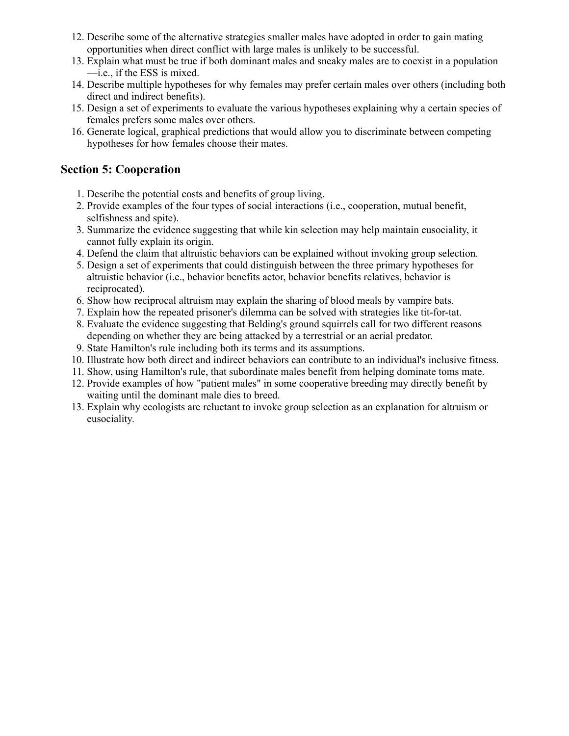12. Describe some of the alternative strategies smaller males have adopted in order to gain mating opportunities when direct conflict with large males is unlikely to be successful.
13. Explain what must be true if both dominant males and sneaky males are to coexist in a population—i.e., if the ESS is mixed.
14. Describe multiple hypotheses for why females may prefer certain males over others (including both direct and indirect benefits).
15. Design a set of experiments to evaluate the various hypotheses explaining why a certain species of females prefers some males over others.
16. Generate logical, graphical predictions that would allow you to discriminate between competing hypotheses for how females choose their mates.

## Section 5: Cooperation

1. Describe the potential costs and benefits of group living.
2. Provide examples of the four types of social interactions (i.e., cooperation, mutual benefit, selfishness and spite).
3. Summarize the evidence suggesting that while kin selection may help maintain eusociality, it cannot fully explain its origin.
4. Defend the claim that altruistic behaviors can be explained without invoking group selection.
5. Design a set of experiments that could distinguish between the three primary hypotheses for altruistic behavior (i.e., behavior benefits actor, behavior benefits relatives, behavior is reciprocated).
6. Show how reciprocal altruism may explain the sharing of blood meals by vampire bats.
7. Explain how the repeated prisoner's dilemma can be solved with strategies like tit-for-tat.
8. Evaluate the evidence suggesting that Belding's ground squirrels call for two different reasons depending on whether they are being attacked by a terrestrial or an aerial predator.
9. State Hamilton's rule including both its terms and its assumptions.
10. Illustrate how both direct and indirect behaviors can contribute to an individual's inclusive fitness.
11. Show, using Hamilton's rule, that subordinate males benefit from helping dominate toms mate.
12. Provide examples of how "patient males" in some cooperative breeding may directly benefit by waiting until the dominant male dies to breed.
13. Explain why ecologists are reluctant to invoke group selection as an explanation for altruism or eusociality.